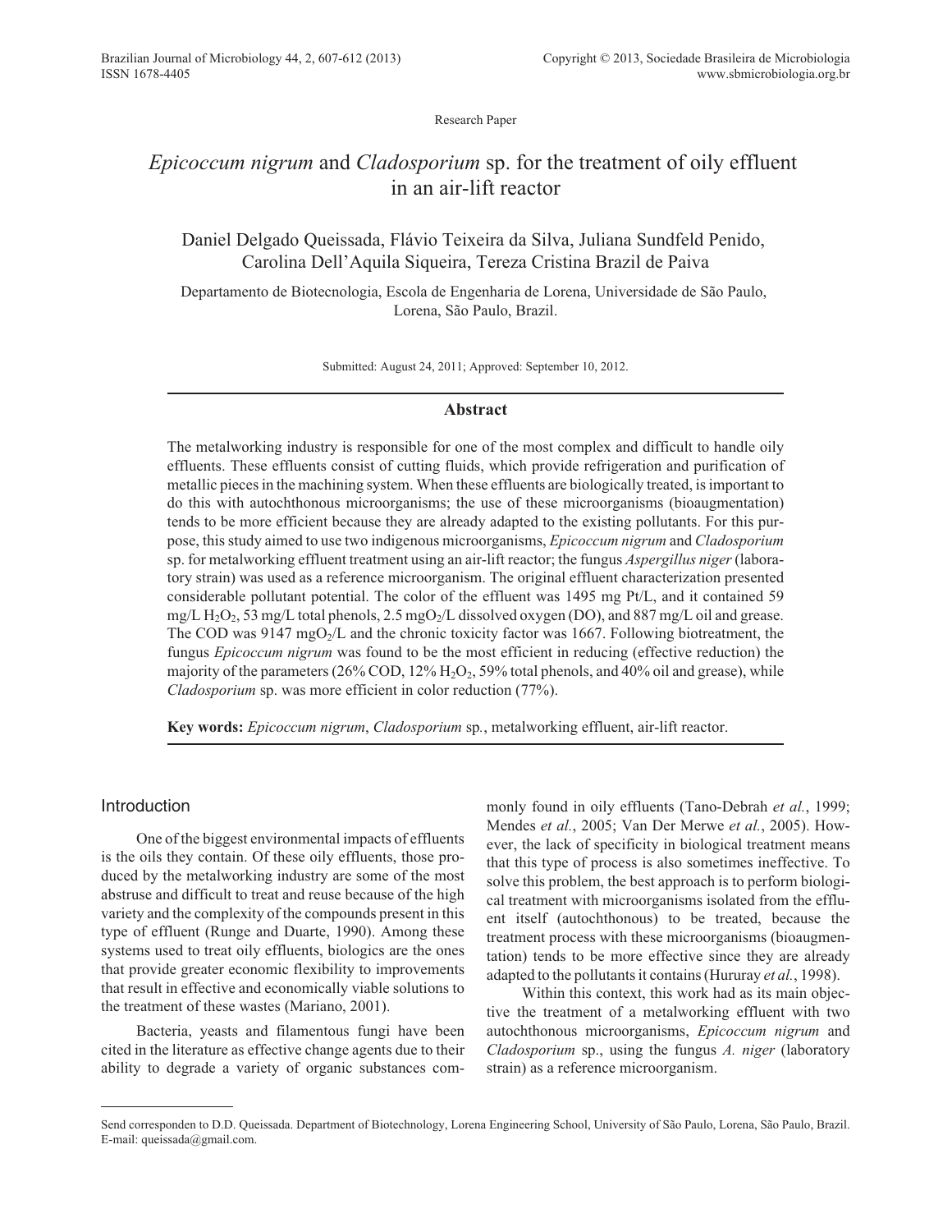Research Paper

# *Epicoccum nigrum* and *Cladosporium* sp. for the treatment of oily effluent in an air-lift reactor

Daniel Delgado Queissada, Flávio Teixeira da Silva, Juliana Sundfeld Penido, Carolina Dell'Aquila Siqueira, Tereza Cristina Brazil de Paiva

Departamento de Biotecnologia, Escola de Engenharia de Lorena, Universidade de São Paulo, Lorena, São Paulo, Brazil.

Submitted: August 24, 2011; Approved: September 10, 2012.

## Abstract

The metalworking industry is responsible for one of the most complex and difficult to handle oily effluents. These effluents consist of cutting fluids, which provide refrigeration and purification of metallic pieces in the machining system. When these effluents are biologically treated, is important to do this with autochthonous microorganisms; the use of these microorganisms (bioaugmentation) tends to be more efficient because they are already adapted to the existing pollutants. For this purpose, this study aimed to use two indigenous microorganisms, *Epicoccum nigrum* and *Cladosporium* sp. for metalworking effluent treatment using an air-lift reactor; the fungus *Aspergillus niger* (laboratory strain) was used as a reference microorganism. The original effluent characterization presented considerable pollutant potential. The color of the effluent was 1495 mg Pt/L, and it contained 59 mg/L $H_2O_2$, 53 mg/L total phenols, 2.5 mg$O_2$/L dissolved oxygen (DO), and 887 mg/L oil and grease. The COD was 9147 mg$O_2$/L and the chronic toxicity factor was 1667. Following biotreatment, the fungus *Epicoccum nigrum* was found to be the most efficient in reducing (effective reduction) the majority of the parameters (26% COD, 12% $H_2O_2$, 59% total phenols, and 40% oil and grease), while *Cladosporium* sp. was more efficient in color reduction (77%).

**Key words:** *Epicoccum nigrum*, *Cladosporium* sp., metalworking effluent, air-lift reactor.

## Introduction

One of the biggest environmental impacts of effluents is the oils they contain. Of these oily effluents, those produced by the metalworking industry are some of the most abstruse and difficult to treat and reuse because of the high variety and the complexity of the compounds present in this type of effluent (Runge and Duarte, 1990). Among these systems used to treat oily effluents, biologics are the ones that provide greater economic flexibility to improvements that result in effective and economically viable solutions to the treatment of these wastes (Mariano, 2001).

Bacteria, yeasts and filamentous fungi have been cited in the literature as effective change agents due to their ability to degrade a variety of organic substances commonly found in oily effluents (Tano-Debrah *et al.*, 1999; Mendes *et al.*, 2005; Van Der Merwe *et al.*, 2005). However, the lack of specificity in biological treatment means that this type of process is also sometimes ineffective. To solve this problem, the best approach is to perform biological treatment with microorganisms isolated from the effluent itself (autochthonous) to be treated, because the treatment process with these microorganisms (bioaugmentation) tends to be more effective since they are already adapted to the pollutants it contains (Hururay *et al.*, 1998).

Within this context, this work had as its main objective the treatment of a metalworking effluent with two autochthonous microorganisms, *Epicoccum nigrum* and *Cladosporium* sp., using the fungus *A. niger* (laboratory strain) as a reference microorganism.

Send corresponden to D.D. Queissada. Department of Biotechnology, Lorena Engineering School, University of São Paulo, Lorena, São Paulo, Brazil. E-mail: queissada@gmail.com.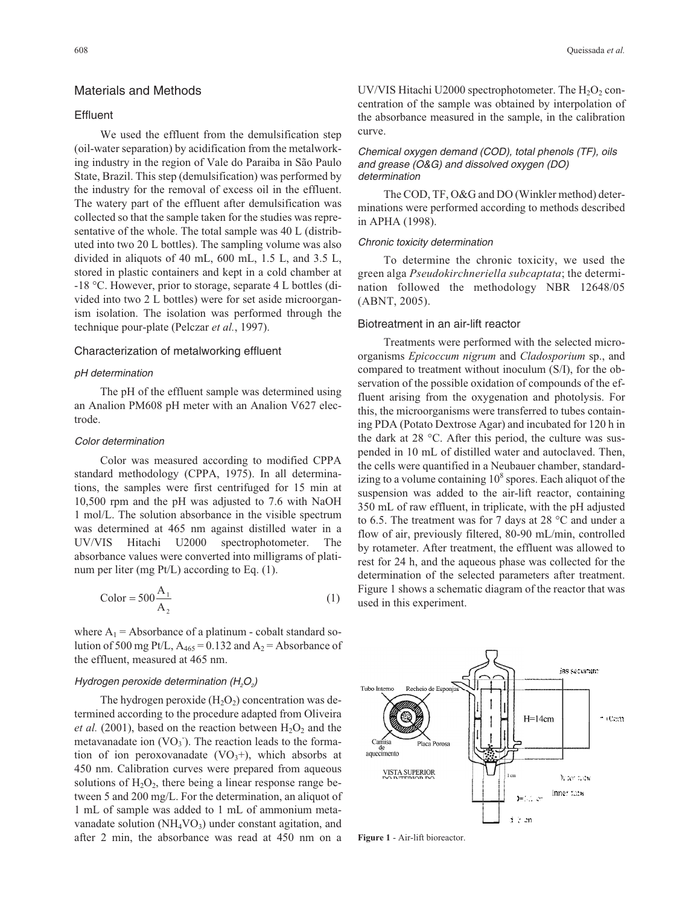## Materials and Methods

### Effluent

We used the effluent from the demulsification step (oil-water separation) by acidification from the metalworking industry in the region of Vale do Paraiba in São Paulo State, Brazil. This step (demulsification) was performed by the industry for the removal of excess oil in the effluent. The watery part of the effluent after demulsification was collected so that the sample taken for the studies was representative of the whole. The total sample was 40 L (distributed into two 20 L bottles). The sampling volume was also divided in aliquots of 40 mL, 600 mL, 1.5 L, and 3.5 L, stored in plastic containers and kept in a cold chamber at -18 °C. However, prior to storage, separate 4 L bottles (divided into two 2 L bottles) were for set aside microorganism isolation. The isolation was performed through the technique pour-plate (Pelczar *et al.*, 1997).

### Characterization of metalworking effluent

#### *pH determination*

The pH of the effluent sample was determined using an Analion PM608 pH meter with an Analion V627 electrode.

#### *Color determination*

Color was measured according to modified CPPA standard methodology (CPPA, 1975). In all determinations, the samples were first centrifuged for 15 min at 10,500 rpm and the pH was adjusted to 7.6 with NaOH 1 mol/L. The solution absorbance in the visible spectrum was determined at 465 nm against distilled water in a UV/VIS Hitachi U2000 spectrophotometer. The absorbance values were converted into milligrams of platinum per liter (mg Pt/L) according to Eq. (1).

$$\text{Color} = 500\frac{A_1}{A_2} \tag{1}$$

where $A_1$ = Absorbance of a platinum - cobalt standard solution of 500 mg Pt/L, $A_{465} = 0.132$ and $A_2$ = Absorbance of the effluent, measured at 465 nm.

#### *Hydrogen peroxide determination ($H_2O_2$)*

The hydrogen peroxide ($H_2O_2$) concentration was determined according to the procedure adapted from Oliveira *et al.* (2001), based on the reaction between $H_2O_2$ and the metavanadate ion ($VO_3^-$). The reaction leads to the formation of ion peroxovanadate ($VO_3$+), which absorbs at 450 nm. Calibration curves were prepared from aqueous solutions of $H_2O_2$, there being a linear response range between 5 and 200 mg/L. For the determination, an aliquot of 1 mL of sample was added to 1 mL of ammonium metavanadate solution ($NH_4VO_3$) under constant agitation, and after 2 min, the absorbance was read at 450 nm on a UV/VIS Hitachi U2000 spectrophotometer. The $H_2O_2$ concentration of the sample was obtained by interpolation of the absorbance measured in the sample, in the calibration curve.

#### *Chemical oxygen demand (COD), total phenols (TF), oils and grease (O&G) and dissolved oxygen (DO) determination*

The COD, TF, O&G and DO (Winkler method) determinations were performed according to methods described in APHA (1998).

#### *Chronic toxicity determination*

To determine the chronic toxicity, we used the green alga *Pseudokirchneriella subcaptata*; the determination followed the methodology NBR 12648/05 (ABNT, 2005).

### Biotreatment in an air-lift reactor

Treatments were performed with the selected microorganisms *Epicoccum nigrum* and *Cladosporium* sp., and compared to treatment without inoculum (S/I), for the observation of the possible oxidation of compounds of the effluent arising from the oxygenation and photolysis. For this, the microorganisms were transferred to tubes containing PDA (Potato Dextrose Agar) and incubated for 120 h in the dark at 28 °C. After this period, the culture was suspended in 10 mL of distilled water and autoclaved. Then, the cells were quantified in a Neubauer chamber, standardizing to a volume containing $10^8$ spores. Each aliquot of the suspension was added to the air-lift reactor, containing 350 mL of raw effluent, in triplicate, with the pH adjusted to 6.5. The treatment was for 7 days at 28 °C and under a flow of air, previously filtered, 80-90 mL/min, controlled by rotameter. After treatment, the effluent was allowed to rest for 24 h, and the aqueous phase was collected for the determination of the selected parameters after treatment. Figure 1 shows a schematic diagram of the reactor that was used in this experiment.

**Figure 1** - Air-lift bioreactor.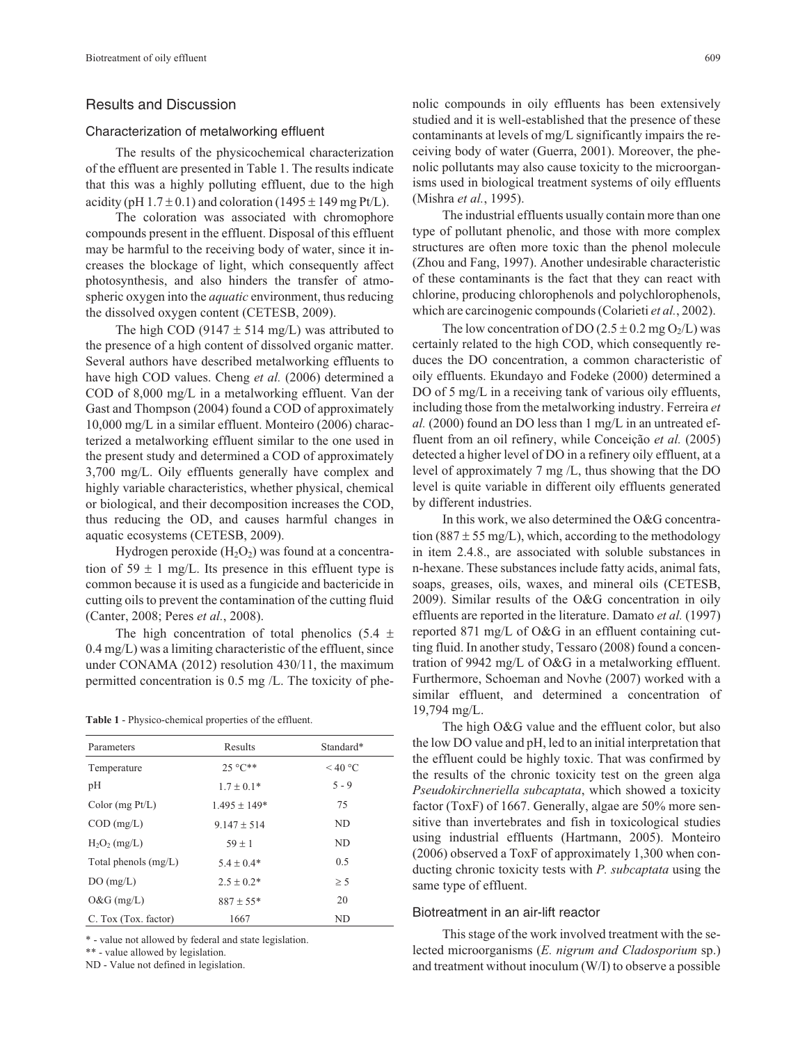## Results and Discussion

### Characterization of metalworking effluent

The results of the physicochemical characterization of the effluent are presented in Table 1. The results indicate that this was a highly polluting effluent, due to the high acidity (pH $1.7 \pm 0.1$) and coloration ($1495 \pm 149$ mg Pt/L).

The coloration was associated with chromophore compounds present in the effluent. Disposal of this effluent may be harmful to the receiving body of water, since it increases the blockage of light, which consequently affect photosynthesis, and also hinders the transfer of atmospheric oxygen into the *aquatic* environment, thus reducing the dissolved oxygen content (CETESB, 2009).

The high COD ($9147 \pm 514$ mg/L) was attributed to the presence of a high content of dissolved organic matter. Several authors have described metalworking effluents to have high COD values. Cheng *et al.* (2006) determined a COD of 8,000 mg/L in a metalworking effluent. Van der Gast and Thompson (2004) found a COD of approximately 10,000 mg/L in a similar effluent. Monteiro (2006) characterized a metalworking effluent similar to the one used in the present study and determined a COD of approximately 3,700 mg/L. Oily effluents generally have complex and highly variable characteristics, whether physical, chemical or biological, and their decomposition increases the COD, thus reducing the OD, and causes harmful changes in aquatic ecosystems (CETESB, 2009).

Hydrogen peroxide ($H_2O_2$) was found at a concentration of $59 \pm 1$ mg/L. Its presence in this effluent type is common because it is used as a fungicide and bactericide in cutting oils to prevent the contamination of the cutting fluid (Canter, 2008; Peres *et al.*, 2008).

The high concentration of total phenolics ($5.4 \pm 0.4$ mg/L) was a limiting characteristic of the effluent, since under CONAMA (2012) resolution 430/11, the maximum permitted concentration is 0.5 mg /L. The toxicity of phenolic compounds in oily effluents has been extensively studied and it is well-established that the presence of these contaminants at levels of mg/L significantly impairs the receiving body of water (Guerra, 2001). Moreover, the phenolic pollutants may also cause toxicity to the microorganisms used in biological treatment systems of oily effluents (Mishra *et al.*, 1995).

**Table 1** - Physico-chemical properties of the effluent.

| Parameters | Results | Standard* |
|---|---|---|
| Temperature | 25 °C** | < 40 °C |
| pH | $1.7 \pm 0.1$* | 5 - 9 |
| Color (mg Pt/L) | $1.495 \pm 149$* | 75 |
| COD (mg/L) | $9.147 \pm 514$ | ND |
| $H_2O_2$ (mg/L) | $59 \pm 1$ | ND |
| Total phenols (mg/L) | $5.4 \pm 0.4$* | 0.5 |
| DO (mg/L) | $2.5 \pm 0.2$* | ≥ 5 |
| O&G (mg/L) | $887 \pm 55$* | 20 |
| C. Tox (Tox. factor) | 1667 | ND |

\* - value not allowed by federal and state legislation.
\** - value allowed by legislation.
ND - Value not defined in legislation.

The industrial effluents usually contain more than one type of pollutant phenolic, and those with more complex structures are often more toxic than the phenol molecule (Zhou and Fang, 1997). Another undesirable characteristic of these contaminants is the fact that they can react with chlorine, producing chlorophenols and polychlorophenols, which are carcinogenic compounds (Colarieti *et al.*, 2002).

The low concentration of DO ($2.5 \pm 0.2$ mg $O_2$/L) was certainly related to the high COD, which consequently reduces the DO concentration, a common characteristic of oily effluents. Ekundayo and Fodeke (2000) determined a DO of 5 mg/L in a receiving tank of various oily effluents, including those from the metalworking industry. Ferreira *et al.* (2000) found an DO less than 1 mg/L in an untreated effluent from an oil refinery, while Conceição *et al.* (2005) detected a higher level of DO in a refinery oily effluent, at a level of approximately 7 mg /L, thus showing that the DO level is quite variable in different oily effluents generated by different industries.

In this work, we also determined the O&G concentration ($887 \pm 55$ mg/L), which, according to the methodology in item 2.4.8., are associated with soluble substances in n-hexane. These substances include fatty acids, animal fats, soaps, greases, oils, waxes, and mineral oils (CETESB, 2009). Similar results of the O&G concentration in oily effluents are reported in the literature. Damato *et al.* (1997) reported 871 mg/L of O&G in an effluent containing cutting fluid. In another study, Tessaro (2008) found a concentration of 9942 mg/L of O&G in a metalworking effluent. Furthermore, Schoeman and Novhe (2007) worked with a similar effluent, and determined a concentration of 19,794 mg/L.

The high O&G value and the effluent color, but also the low DO value and pH, led to an initial interpretation that the effluent could be highly toxic. That was confirmed by the results of the chronic toxicity test on the green alga *Pseudokirchneriella subcaptata*, which showed a toxicity factor (ToxF) of 1667. Generally, algae are 50% more sensitive than invertebrates and fish in toxicological studies using industrial effluents (Hartmann, 2005). Monteiro (2006) observed a ToxF of approximately 1,300 when conducting chronic toxicity tests with *P. subcaptata* using the same type of effluent.

### Biotreatment in an air-lift reactor

This stage of the work involved treatment with the selected microorganisms (*E. nigrum and Cladosporium* sp.) and treatment without inoculum (W/I) to observe a possible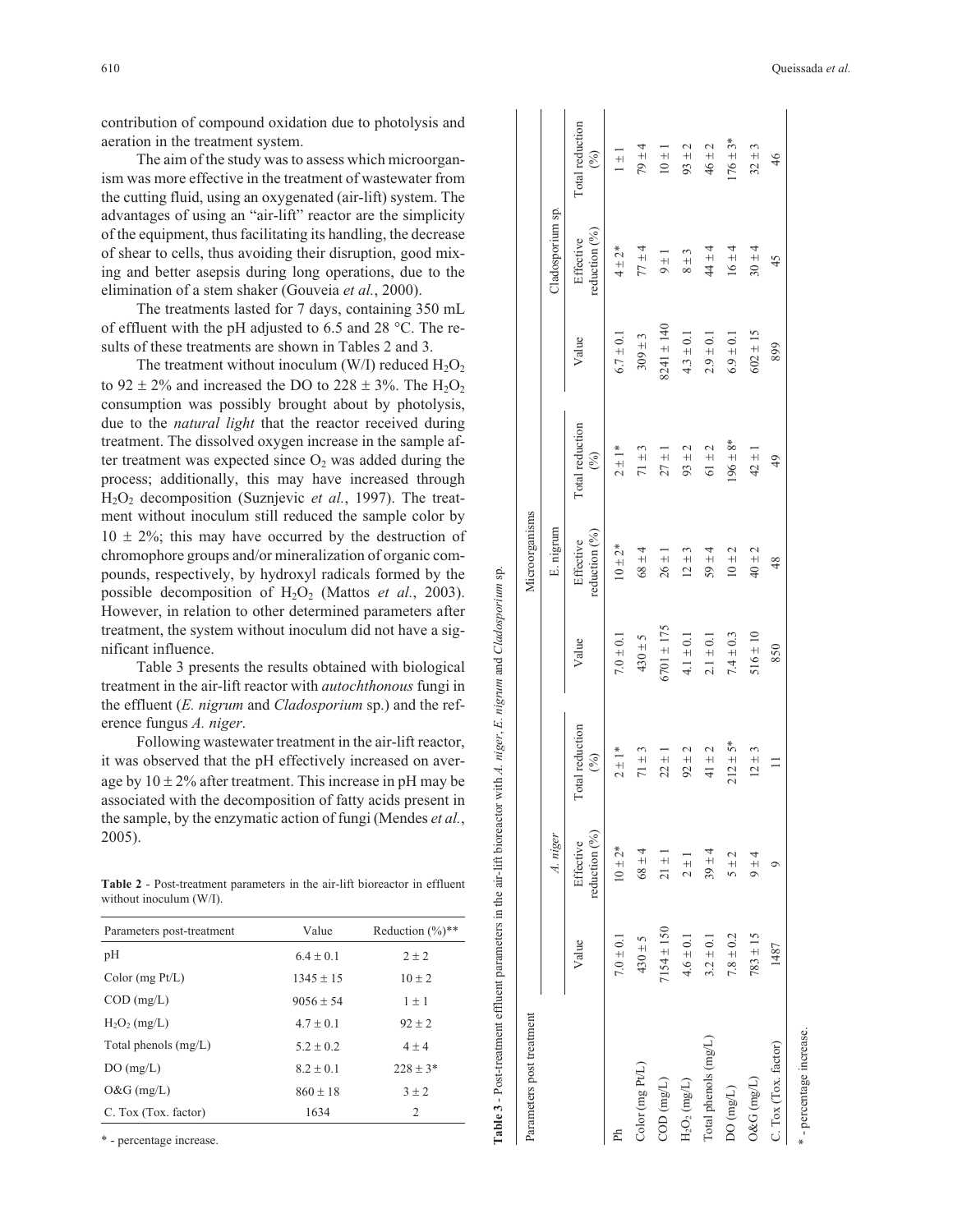contribution of compound oxidation due to photolysis and aeration in the treatment system.

The aim of the study was to assess which microorganism was more effective in the treatment of wastewater from the cutting fluid, using an oxygenated (air-lift) system. The advantages of using an "air-lift" reactor are the simplicity of the equipment, thus facilitating its handling, the decrease of shear to cells, thus avoiding their disruption, good mixing and better asepsis during long operations, due to the elimination of a stem shaker (Gouveia *et al.*, 2000).

The treatments lasted for 7 days, containing 350 mL of effluent with the pH adjusted to 6.5 and 28 °C. The results of these treatments are shown in Tables 2 and 3.

The treatment without inoculum (W/I) reduced $H_2O_2$ to 92 ± 2% and increased the DO to 228 ± 3%. The $H_2O_2$ consumption was possibly brought about by photolysis, due to the *natural light* that the reactor received during treatment. The dissolved oxygen increase in the sample after treatment was expected since $O_2$ was added during the process; additionally, this may have increased through $H_2O_2$ decomposition (Suznjevic *et al.*, 1997). The treatment without inoculum still reduced the sample color by 10 ± 2%; this may have occurred by the destruction of chromophore groups and/or mineralization of organic compounds, respectively, by hydroxyl radicals formed by the possible decomposition of $H_2O_2$ (Mattos *et al.*, 2003). However, in relation to other determined parameters after treatment, the system without inoculum did not have a significant influence.

Table 3 presents the results obtained with biological treatment in the air-lift reactor with *autochthonous* fungi in the effluent (*E. nigrum* and *Cladosporium* sp.) and the reference fungus *A. niger*.

Following wastewater treatment in the air-lift reactor, it was observed that the pH effectively increased on average by 10 ± 2% after treatment. This increase in pH may be associated with the decomposition of fatty acids present in the sample, by the enzymatic action of fungi (Mendes *et al.*, 2005).

**Table 2** - Post-treatment parameters in the air-lift bioreactor in effluent without inoculum (W/I).

| Parameters post-treatment | Value | Reduction (%)** |
|---|---|---|
| pH | 6.4 ± 0.1 | 2 ± 2 |
| Color (mg Pt/L) | 1345 ± 15 | 10 ± 2 |
| COD (mg/L) | 9056 ± 54 | 1 ± 1 |
| $H_2O_2$ (mg/L) | 4.7 ± 0.1 | 92 ± 2 |
| Total phenols (mg/L) | 5.2 ± 0.2 | 4 ± 4 |
| DO (mg/L) | 8.2 ± 0.1 | 228 ± 3* |
| O&G (mg/L) | 860 ± 18 | 3 ± 2 |
| C. Tox (Tox. factor) | 1634 | 2 |

\* - percentage increase.

**Table 3** - Post-treatment effluent parameters in the air-lift bioreactor with *A. niger*, *E. nigrum* and *Cladosporium* sp.

| Parameters post treatment | Microorganisms | | | | | | | | |
|---|---|---|---|---|---|---|---|---|---|
| | *A. niger* | | | E. nigrum | | | Cladosporium sp. | | |
| | Value | Effective reduction (%) | Total reduction (%) | Value | Effective reduction (%) | Total reduction (%) | Value | Effective reduction (%) | Total reduction (%) |
| Ph | 7.0 ± 0.1 | 10 ± 2* | 2 ± 1* | 7.0 ± 0.1 | 10 ± 2* | 2 ± 1* | 6.7 ± 0.1 | 4 ± 2* | 1 ± 1 |
| Color (mg Pt/L) | 430 ± 5 | 68 ± 4 | 71 ± 3 | 430 ± 5 | 68 ± 4 | 71 ± 3 | 309 ± 3 | 77 ± 4 | 79 ± 4 |
| COD (mg/L) | 7154 ± 150 | 21 ± 1 | 22 ± 1 | 6701 ± 175 | 26 ± 1 | 27 ± 1 | 8241 ± 140 | 9 ± 1 | 10 ± 1 |
| $H_2O_2$ (mg/L) | 4.6 ± 0.1 | 2 ± 1 | 92 ± 2 | 4.1 ± 0.1 | 12 ± 3 | 93 ± 2 | 4.3 ± 0.1 | 8 ± 3 | 93 ± 2 |
| Total phenols (mg/L) | 3.2 ± 0.1 | 39 ± 4 | 41 ± 2 | 2.1 ± 0.1 | 59 ± 4 | 61 ± 2 | 2.9 ± 0.1 | 44 ± 4 | 46 ± 2 |
| DO (mg/L) | 7.8 ± 0.2 | 5 ± 2 | 212 ± 5* | 7.4 ± 0.3 | 10 ± 2 | 196 ± 8* | 6.9 ± 0.1 | 16 ± 4 | 176 ± 3* |
| O&G (mg/L) | 783 ± 15 | 9 ± 4 | 12 ± 3 | 516 ± 10 | 40 ± 2 | 42 ± 1 | 602 ± 15 | 30 ± 4 | 32 ± 3 |
| C. Tox (Tox. factor) | 1487 | 9 | 11 | 850 | 48 | 49 | 899 | 45 | 46 |

\* - percentage increase.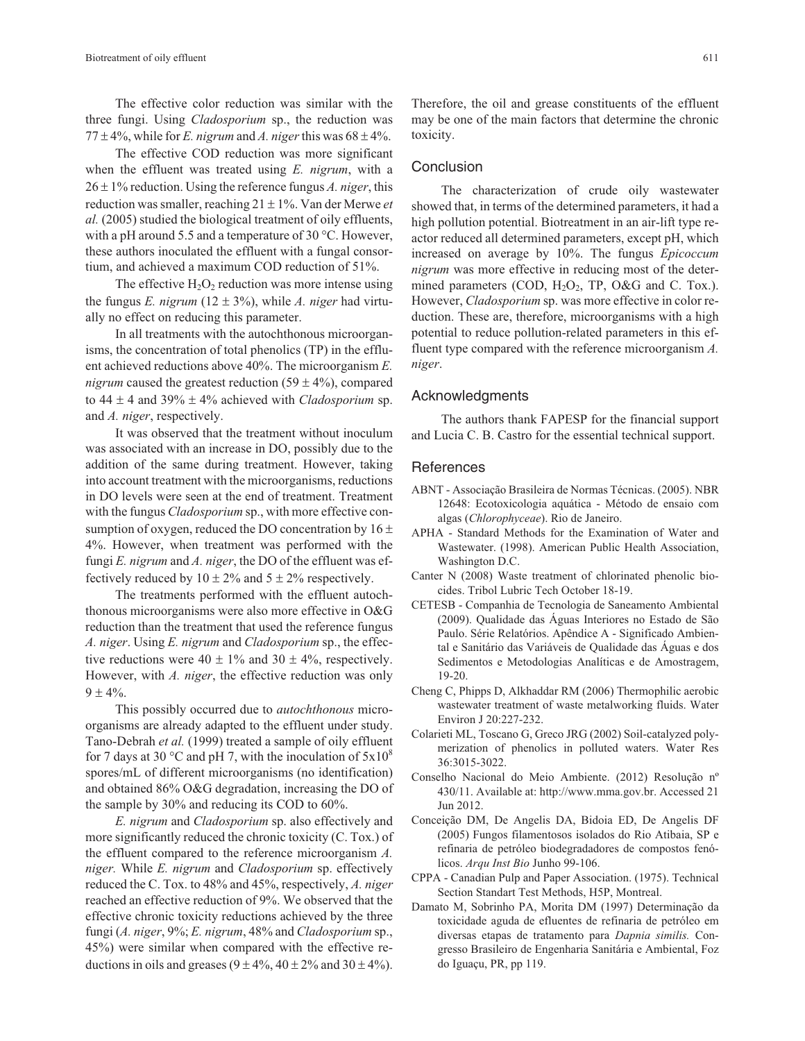The effective color reduction was similar with the three fungi. Using *Cladosporium* sp., the reduction was 77 ± 4%, while for *E. nigrum* and *A. niger* this was 68 ± 4%.

The effective COD reduction was more significant when the effluent was treated using *E. nigrum*, with a 26 ± 1% reduction. Using the reference fungus *A. niger*, this reduction was smaller, reaching 21 ± 1%. Van der Merwe *et al.* (2005) studied the biological treatment of oily effluents, with a pH around 5.5 and a temperature of 30 °C. However, these authors inoculated the effluent with a fungal consortium, and achieved a maximum COD reduction of 51%.

The effective $H_2O_2$ reduction was more intense using the fungus *E. nigrum* (12 ± 3%), while *A. niger* had virtually no effect on reducing this parameter.

In all treatments with the autochthonous microorganisms, the concentration of total phenolics (TP) in the effluent achieved reductions above 40%. The microorganism *E. nigrum* caused the greatest reduction (59 ± 4%), compared to 44 ± 4 and 39% ± 4% achieved with *Cladosporium* sp. and *A. niger*, respectively.

It was observed that the treatment without inoculum was associated with an increase in DO, possibly due to the addition of the same during treatment. However, taking into account treatment with the microorganisms, reductions in DO levels were seen at the end of treatment. Treatment with the fungus *Cladosporium* sp., with more effective consumption of oxygen, reduced the DO concentration by 16 ± 4%. However, when treatment was performed with the fungi *E. nigrum* and *A. niger*, the DO of the effluent was effectively reduced by 10 ± 2% and 5 ± 2% respectively.

The treatments performed with the effluent autochthonous microorganisms were also more effective in O&G reduction than the treatment that used the reference fungus *A. niger*. Using *E. nigrum* and *Cladosporium* sp., the effective reductions were 40 ± 1% and 30 ± 4%, respectively. However, with *A. niger*, the effective reduction was only 9 ± 4%.

This possibly occurred due to *autochthonous* microorganisms are already adapted to the effluent under study. Tano-Debrah *et al.* (1999) treated a sample of oily effluent for 7 days at 30 °C and pH 7, with the inoculation of $5x10^8$ spores/mL of different microorganisms (no identification) and obtained 86% O&G degradation, increasing the DO of the sample by 30% and reducing its COD to 60%.

*E. nigrum* and *Cladosporium* sp. also effectively and more significantly reduced the chronic toxicity (C. Tox.) of the effluent compared to the reference microorganism *A. niger.* While *E. nigrum* and *Cladosporium* sp. effectively reduced the C. Tox. to 48% and 45%, respectively, *A. niger* reached an effective reduction of 9%. We observed that the effective chronic toxicity reductions achieved by the three fungi (*A. niger*, 9%; *E. nigrum*, 48% and *Cladosporium* sp., 45%) were similar when compared with the effective reductions in oils and greases (9 ± 4%, 40 ± 2% and 30 ± 4%). Therefore, the oil and grease constituents of the effluent may be one of the main factors that determine the chronic toxicity.

## Conclusion

The characterization of crude oily wastewater showed that, in terms of the determined parameters, it had a high pollution potential. Biotreatment in an air-lift type reactor reduced all determined parameters, except pH, which increased on average by 10%. The fungus *Epicoccum nigrum* was more effective in reducing most of the determined parameters (COD, $H_2O_2$, TP, O&G and C. Tox.). However, *Cladosporium* sp. was more effective in color reduction. These are, therefore, microorganisms with a high potential to reduce pollution-related parameters in this effluent type compared with the reference microorganism *A. niger*.

## Acknowledgments

The authors thank FAPESP for the financial support and Lucia C. B. Castro for the essential technical support.

## References

ABNT - Associação Brasileira de Normas Técnicas. (2005). NBR 12648: Ecotoxicologia aquática - Método de ensaio com algas (*Chlorophyceae*). Rio de Janeiro.

APHA - Standard Methods for the Examination of Water and Wastewater. (1998). American Public Health Association, Washington D.C.

Canter N (2008) Waste treatment of chlorinated phenolic biocides. Tribol Lubric Tech October 18-19.

CETESB - Companhia de Tecnologia de Saneamento Ambiental (2009). Qualidade das Águas Interiores no Estado de São Paulo. Série Relatórios. Apêndice A - Significado Ambiental e Sanitário das Variáveis de Qualidade das Águas e dos Sedimentos e Metodologias Analíticas e de Amostragem, 19-20.

Cheng C, Phipps D, Alkhaddar RM (2006) Thermophilic aerobic wastewater treatment of waste metalworking fluids. Water Environ J 20:227-232.

Colarieti ML, Toscano G, Greco JRG (2002) Soil-catalyzed polymerization of phenolics in polluted waters. Water Res 36:3015-3022.

Conselho Nacional do Meio Ambiente. (2012) Resolução nº 430/11. Available at: http://www.mma.gov.br. Accessed 21 Jun 2012.

Conceição DM, De Angelis DA, Bidoia ED, De Angelis DF (2005) Fungos filamentosos isolados do Rio Atibaia, SP e refinaria de petróleo biodegradadores de compostos fenólicos. *Arqu Inst Bio* Junho 99-106.

CPPA - Canadian Pulp and Paper Association. (1975). Technical Section Standart Test Methods, H5P, Montreal.

Damato M, Sobrinho PA, Morita DM (1997) Determinação da toxicidade aguda de efluentes de refinaria de petróleo em diversas etapas de tratamento para *Dapnia similis.* Congresso Brasileiro de Engenharia Sanitária e Ambiental, Foz do Iguaçu, PR, pp 119.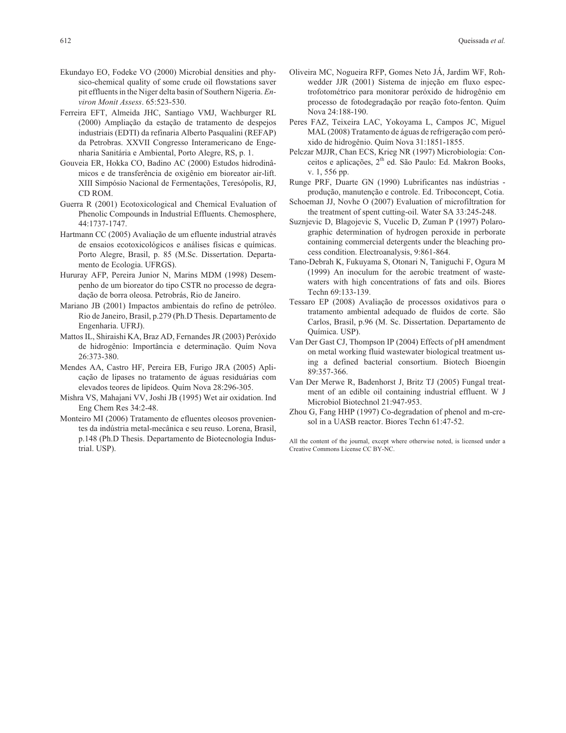Ekundayo EO, Fodeke VO (2000) Microbial densities and physico-chemical quality of some crude oil flowstations saver pit effluents in the Niger delta basin of Southern Nigeria. *Environ Monit Assess*. 65:523-530.

Ferreira EFT, Almeida JHC, Santiago VMJ, Wachburger RL (2000) Ampliação da estação de tratamento de despejos industriais (EDTI) da refinaria Alberto Pasqualini (REFAP) da Petrobras. XXVII Congresso Interamericano de Engenharia Sanitária e Ambiental, Porto Alegre, RS, p. 1.

Gouveia ER, Hokka CO, Badino AC (2000) Estudos hidrodinâmicos e de transferência de oxigênio em bioreator air-lift. XIII Simpósio Nacional de Fermentações, Teresópolis, RJ, CD ROM.

Guerra R (2001) Ecotoxicological and Chemical Evaluation of Phenolic Compounds in Industrial Effluents. Chemosphere, 44:1737-1747.

Hartmann CC (2005) Avaliação de um efluente industrial através de ensaios ecotoxicológicos e análises físicas e químicas. Porto Alegre, Brasil, p. 85 (M.Sc. Dissertation. Departamento de Ecologia. UFRGS).

Hururay AFP, Pereira Junior N, Marins MDM (1998) Desempenho de um bioreator do tipo CSTR no processo de degradação de borra oleosa. Petrobrás, Rio de Janeiro.

Mariano JB (2001) Impactos ambientais do refino de petróleo. Rio de Janeiro, Brasil, p.279 (Ph.D Thesis. Departamento de Engenharia. UFRJ).

Mattos IL, Shiraishi KA, Braz AD, Fernandes JR (2003) Peróxido de hidrogênio: Importância e determinação. Quím Nova 26:373-380.

Mendes AA, Castro HF, Pereira EB, Furigo JRA (2005) Aplicação de lipases no tratamento de águas residuárias com elevados teores de lipídeos. Quím Nova 28:296-305.

Mishra VS, Mahajani VV, Joshi JB (1995) Wet air oxidation. Ind Eng Chem Res 34:2-48.

Monteiro MI (2006) Tratamento de efluentes oleosos provenientes da indústria metal-mecânica e seu reuso. Lorena, Brasil, p.148 (Ph.D Thesis. Departamento de Biotecnologia Industrial. USP).

Oliveira MC, Nogueira RFP, Gomes Neto JÁ, Jardim WF, Rohwedder JJR (2001) Sistema de injeção em fluxo espectrofotométrico para monitorar peróxido de hidrogênio em processo de fotodegradação por reação foto-fenton. Quím Nova 24:188-190.

Peres FAZ, Teixeira LAC, Yokoyama L, Campos JC, Miguel MAL (2008) Tratamento de águas de refrigeração com peróxido de hidrogênio. Quím Nova 31:1851-1855.

Pelczar MJJR, Chan ECS, Krieg NR (1997) Microbiologia: Conceitos e aplicações, 2[th] ed. São Paulo: Ed. Makron Books, v. 1, 556 pp.

Runge PRF, Duarte GN (1990) Lubrificantes nas indústrias - produção, manutenção e controle. Ed. Triboconcept, Cotia.

Schoeman JJ, Novhe O (2007) Evaluation of microfiltration for the treatment of spent cutting-oil. Water SA 33:245-248.

Suznjevic D, Blagojevic S, Vucelic D, Zuman P (1997) Polarographic determination of hydrogen peroxide in perborate containing commercial detergents under the bleaching process condition. Electroanalysis, 9:861-864.

Tano-Debrah K, Fukuyama S, Otonari N, Taniguchi F, Ogura M (1999) An inoculum for the aerobic treatment of wastewaters with high concentrations of fats and oils. Biores Techn 69:133-139.

Tessaro EP (2008) Avaliação de processos oxidativos para o tratamento ambiental adequado de fluidos de corte. São Carlos, Brasil, p.96 (M. Sc. Dissertation. Departamento de Química. USP).

Van Der Gast CJ, Thompson IP (2004) Effects of pH amendment on metal working fluid wastewater biological treatment using a defined bacterial consortium. Biotech Bioengin 89:357-366.

Van Der Merwe R, Badenhorst J, Britz TJ (2005) Fungal treatment of an edible oil containing industrial effluent. W J Microbiol Biotechnol 21:947-953.

Zhou G, Fang HHP (1997) Co-degradation of phenol and m-cresol in a UASB reactor. Biores Techn 61:47-52.

All the content of the journal, except where otherwise noted, is licensed under a Creative Commons License CC BY-NC.